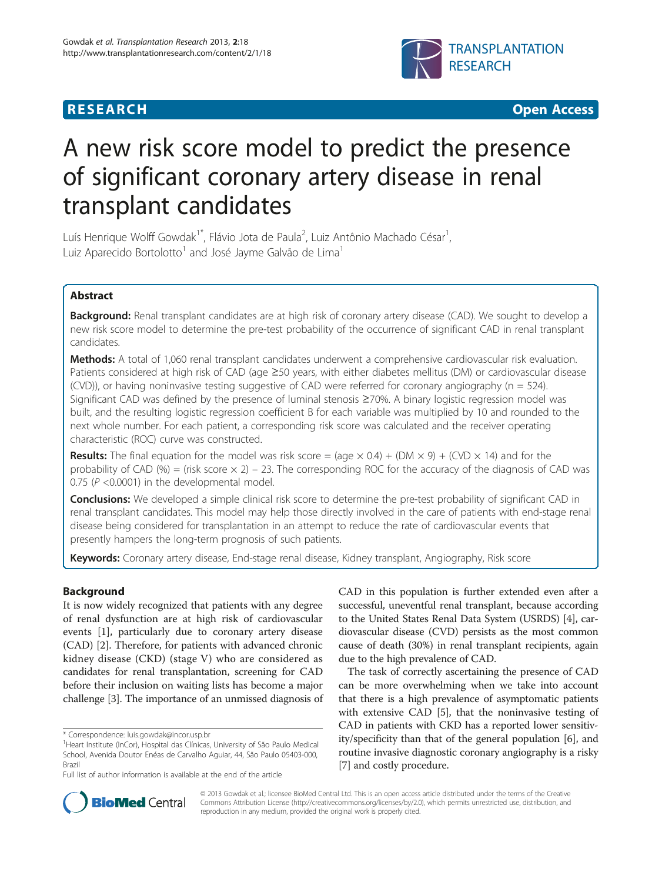**RESEARCH** **Open Access**

# A new risk score model to predict the presence of significant coronary artery disease in renal transplant candidates

Luís Henrique Wolff Gowdak[1*], Flávio Jota de Paula[2], Luiz Antônio Machado César[1], Luiz Aparecido Bortolotto[1] and José Jayme Galvão de Lima[1]

## Abstract

**Background:** Renal transplant candidates are at high risk of coronary artery disease (CAD). We sought to develop a new risk score model to determine the pre-test probability of the occurrence of significant CAD in renal transplant candidates.

**Methods:** A total of 1,060 renal transplant candidates underwent a comprehensive cardiovascular risk evaluation. Patients considered at high risk of CAD (age ≥50 years, with either diabetes mellitus (DM) or cardiovascular disease (CVD)), or having noninvasive testing suggestive of CAD were referred for coronary angiography (n = 524). Significant CAD was defined by the presence of luminal stenosis ≥70%. A binary logistic regression model was built, and the resulting logistic regression coefficient B for each variable was multiplied by 10 and rounded to the next whole number. For each patient, a corresponding risk score was calculated and the receiver operating characteristic (ROC) curve was constructed.

**Results:** The final equation for the model was risk score = (age × 0.4) + (DM × 9) + (CVD × 14) and for the probability of CAD (%) = (risk score × 2) − 23. The corresponding ROC for the accuracy of the diagnosis of CAD was 0.75 ($P$ <0.0001) in the developmental model.

**Conclusions:** We developed a simple clinical risk score to determine the pre-test probability of significant CAD in renal transplant candidates. This model may help those directly involved in the care of patients with end-stage renal disease being considered for transplantation in an attempt to reduce the rate of cardiovascular events that presently hampers the long-term prognosis of such patients.

**Keywords:** Coronary artery disease, End-stage renal disease, Kidney transplant, Angiography, Risk score

## Background

It is now widely recognized that patients with any degree of renal dysfunction are at high risk of cardiovascular events [1], particularly due to coronary artery disease (CAD) [2]. Therefore, for patients with advanced chronic kidney disease (CKD) (stage V) who are considered as candidates for renal transplantation, screening for CAD before their inclusion on waiting lists has become a major challenge [3]. The importance of an unmissed diagnosis of CAD in this population is further extended even after a successful, uneventful renal transplant, because according to the United States Renal Data System (USRDS) [4], cardiovascular disease (CVD) persists as the most common cause of death (30%) in renal transplant recipients, again due to the high prevalence of CAD.

The task of correctly ascertaining the presence of CAD can be more overwhelming when we take into account that there is a high prevalence of asymptomatic patients with extensive CAD [5], that the noninvasive testing of CAD in patients with CKD has a reported lower sensitivity/specificity than that of the general population [6], and routine invasive diagnostic coronary angiography is a risky [7] and costly procedure.

\* Correspondence: luis.gowdak@incor.usp.br
[1]Heart Institute (InCor), Hospital das Clínicas, University of São Paulo Medical School, Avenida Doutor Enéas de Carvalho Aguiar, 44, São Paulo 05403-000, Brazil
Full list of author information is available at the end of the article

© 2013 Gowdak et al.; licensee BioMed Central Ltd. This is an open access article distributed under the terms of the Creative Commons Attribution License (http://creativecommons.org/licenses/by/2.0), which permits unrestricted use, distribution, and reproduction in any medium, provided the original work is properly cited.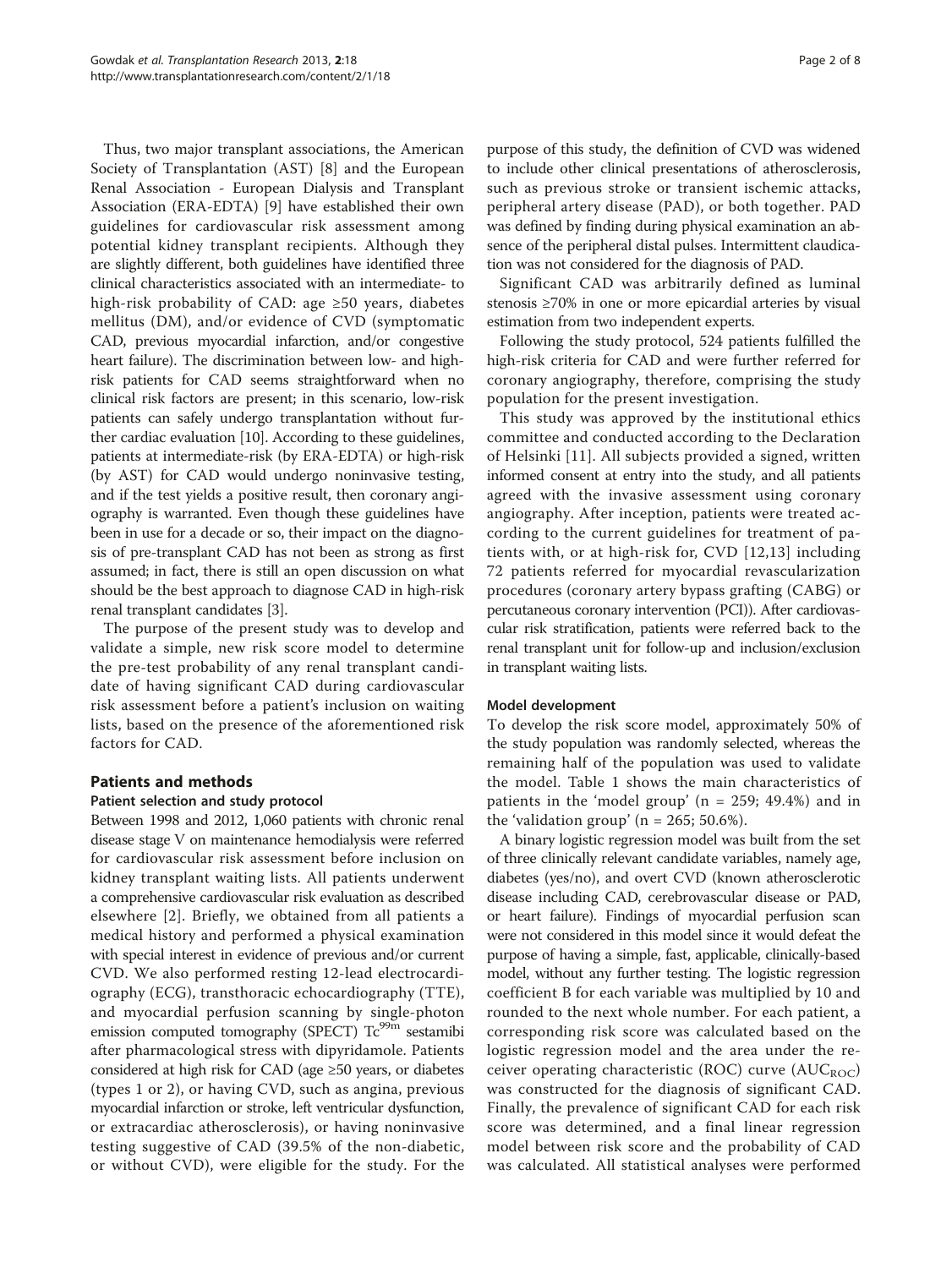Thus, two major transplant associations, the American Society of Transplantation (AST) [8] and the European Renal Association - European Dialysis and Transplant Association (ERA-EDTA) [9] have established their own guidelines for cardiovascular risk assessment among potential kidney transplant recipients. Although they are slightly different, both guidelines have identified three clinical characteristics associated with an intermediate- to high-risk probability of CAD: age ≥50 years, diabetes mellitus (DM), and/or evidence of CVD (symptomatic CAD, previous myocardial infarction, and/or congestive heart failure). The discrimination between low- and high-risk patients for CAD seems straightforward when no clinical risk factors are present; in this scenario, low-risk patients can safely undergo transplantation without further cardiac evaluation [10]. According to these guidelines, patients at intermediate-risk (by ERA-EDTA) or high-risk (by AST) for CAD would undergo noninvasive testing, and if the test yields a positive result, then coronary angiography is warranted. Even though these guidelines have been in use for a decade or so, their impact on the diagnosis of pre-transplant CAD has not been as strong as first assumed; in fact, there is still an open discussion on what should be the best approach to diagnose CAD in high-risk renal transplant candidates [3].

The purpose of the present study was to develop and validate a simple, new risk score model to determine the pre-test probability of any renal transplant candidate of having significant CAD during cardiovascular risk assessment before a patient's inclusion on waiting lists, based on the presence of the aforementioned risk factors for CAD.

## Patients and methods

### Patient selection and study protocol

Between 1998 and 2012, 1,060 patients with chronic renal disease stage V on maintenance hemodialysis were referred for cardiovascular risk assessment before inclusion on kidney transplant waiting lists. All patients underwent a comprehensive cardiovascular risk evaluation as described elsewhere [2]. Briefly, we obtained from all patients a medical history and performed a physical examination with special interest in evidence of previous and/or current CVD. We also performed resting 12-lead electrocardiography (ECG), transthoracic echocardiography (TTE), and myocardial perfusion scanning by single-photon emission computed tomography (SPECT) $Tc^{99m}$ sestamibi after pharmacological stress with dipyridamole. Patients considered at high risk for CAD (age ≥50 years, or diabetes (types 1 or 2), or having CVD, such as angina, previous myocardial infarction or stroke, left ventricular dysfunction, or extracardiac atherosclerosis), or having noninvasive testing suggestive of CAD (39.5% of the non-diabetic, or without CVD), were eligible for the study. For the purpose of this study, the definition of CVD was widened to include other clinical presentations of atherosclerosis, such as previous stroke or transient ischemic attacks, peripheral artery disease (PAD), or both together. PAD was defined by finding during physical examination an absence of the peripheral distal pulses. Intermittent claudication was not considered for the diagnosis of PAD.

Significant CAD was arbitrarily defined as luminal stenosis ≥70% in one or more epicardial arteries by visual estimation from two independent experts.

Following the study protocol, 524 patients fulfilled the high-risk criteria for CAD and were further referred for coronary angiography, therefore, comprising the study population for the present investigation.

This study was approved by the institutional ethics committee and conducted according to the Declaration of Helsinki [11]. All subjects provided a signed, written informed consent at entry into the study, and all patients agreed with the invasive assessment using coronary angiography. After inception, patients were treated according to the current guidelines for treatment of patients with, or at high-risk for, CVD [12,13] including 72 patients referred for myocardial revascularization procedures (coronary artery bypass grafting (CABG) or percutaneous coronary intervention (PCI)). After cardiovascular risk stratification, patients were referred back to the renal transplant unit for follow-up and inclusion/exclusion in transplant waiting lists.

### Model development

To develop the risk score model, approximately 50% of the study population was randomly selected, whereas the remaining half of the population was used to validate the model. Table 1 shows the main characteristics of patients in the 'model group' (n = 259; 49.4%) and in the 'validation group' (n = 265; 50.6%).

A binary logistic regression model was built from the set of three clinically relevant candidate variables, namely age, diabetes (yes/no), and overt CVD (known atherosclerotic disease including CAD, cerebrovascular disease or PAD, or heart failure). Findings of myocardial perfusion scan were not considered in this model since it would defeat the purpose of having a simple, fast, applicable, clinically-based model, without any further testing. The logistic regression coefficient B for each variable was multiplied by 10 and rounded to the next whole number. For each patient, a corresponding risk score was calculated based on the logistic regression model and the area under the receiver operating characteristic (ROC) curve ($AUC_{ROC}$) was constructed for the diagnosis of significant CAD. Finally, the prevalence of significant CAD for each risk score was determined, and a final linear regression model between risk score and the probability of CAD was calculated. All statistical analyses were performed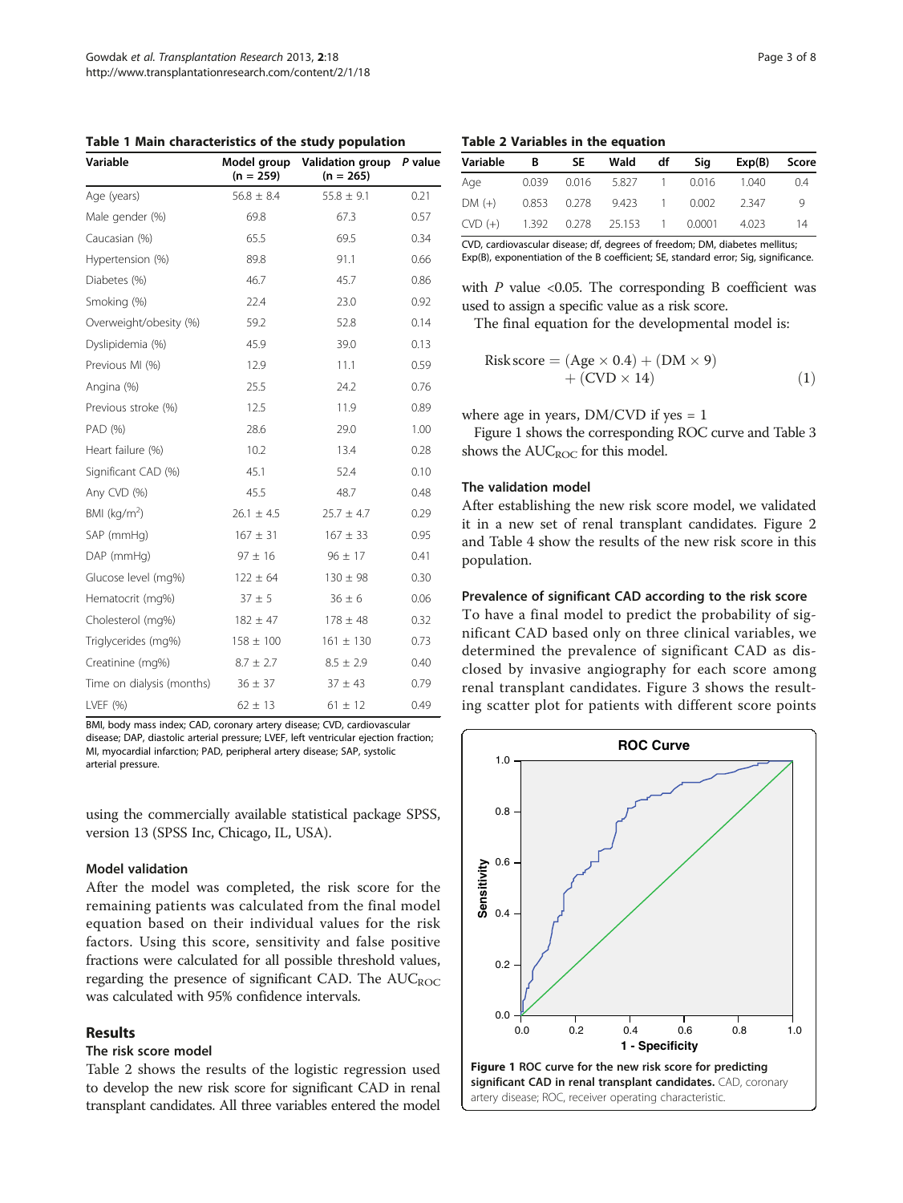**Table 1 Main characteristics of the study population**

| Variable | Model group (n = 259) | Validation group (n = 265) | P value |
|---|---|---|---|
| Age (years) | 56.8 ± 8.4 | 55.8 ± 9.1 | 0.21 |
| Male gender (%) | 69.8 | 67.3 | 0.57 |
| Caucasian (%) | 65.5 | 69.5 | 0.34 |
| Hypertension (%) | 89.8 | 91.1 | 0.66 |
| Diabetes (%) | 46.7 | 45.7 | 0.86 |
| Smoking (%) | 22.4 | 23.0 | 0.92 |
| Overweight/obesity (%) | 59.2 | 52.8 | 0.14 |
| Dyslipidemia (%) | 45.9 | 39.0 | 0.13 |
| Previous MI (%) | 12.9 | 11.1 | 0.59 |
| Angina (%) | 25.5 | 24.2 | 0.76 |
| Previous stroke (%) | 12.5 | 11.9 | 0.89 |
| PAD (%) | 28.6 | 29.0 | 1.00 |
| Heart failure (%) | 10.2 | 13.4 | 0.28 |
| Significant CAD (%) | 45.1 | 52.4 | 0.10 |
| Any CVD (%) | 45.5 | 48.7 | 0.48 |
| BMI ($kg/m^2$) | 26.1 ± 4.5 | 25.7 ± 4.7 | 0.29 |
| SAP (mmHg) | 167 ± 31 | 167 ± 33 | 0.95 |
| DAP (mmHg) | 97 ± 16 | 96 ± 17 | 0.41 |
| Glucose level (mg%) | 122 ± 64 | 130 ± 98 | 0.30 |
| Hematocrit (mg%) | 37 ± 5 | 36 ± 6 | 0.06 |
| Cholesterol (mg%) | 182 ± 47 | 178 ± 48 | 0.32 |
| Triglycerides (mg%) | 158 ± 100 | 161 ± 130 | 0.73 |
| Creatinine (mg%) | 8.7 ± 2.7 | 8.5 ± 2.9 | 0.40 |
| Time on dialysis (months) | 36 ± 37 | 37 ± 43 | 0.79 |
| LVEF (%) | 62 ± 13 | 61 ± 12 | 0.49 |

BMI, body mass index; CAD, coronary artery disease; CVD, cardiovascular disease; DAP, diastolic arterial pressure; LVEF, left ventricular ejection fraction; MI, myocardial infarction; PAD, peripheral artery disease; SAP, systolic arterial pressure.

using the commercially available statistical package SPSS, version 13 (SPSS Inc, Chicago, IL, USA).

### Model validation

After the model was completed, the risk score for the remaining patients was calculated from the final model equation based on their individual values for the risk factors. Using this score, sensitivity and false positive fractions were calculated for all possible threshold values, regarding the presence of significant CAD. The $AUC_{ROC}$ was calculated with 95% confidence intervals.

## Results

### The risk score model

Table 2 shows the results of the logistic regression used to develop the new risk score for significant CAD in renal transplant candidates. All three variables entered the model with $P$ value <0.05. The corresponding B coefficient was used to assign a specific value as a risk score.

**Table 2 Variables in the equation**

| Variable | B | SE | Wald | df | Sig | Exp(B) | Score |
|---|---|---|---|---|---|---|---|
| Age | 0.039 | 0.016 | 5.827 | 1 | 0.016 | 1.040 | 0.4 |
| DM (+) | 0.853 | 0.278 | 9.423 | 1 | 0.002 | 2.347 | 9 |
| CVD (+) | 1.392 | 0.278 | 25.153 | 1 | 0.0001 | 4.023 | 14 |

CVD, cardiovascular disease; df, degrees of freedom; DM, diabetes mellitus; Exp(B), exponentiation of the B coefficient; SE, standard error; Sig, significance.

The final equation for the developmental model is:

$$\text{Risk score} = (\text{Age} \times 0.4) + (\text{DM} \times 9) + (\text{CVD} \times 14) \quad (1)$$

where age in years, DM/CVD if yes = 1

Figure 1 shows the corresponding ROC curve and Table 3 shows the $AUC_{ROC}$ for this model.

### The validation model

After establishing the new risk score model, we validated it in a new set of renal transplant candidates. Figure 2 and Table 4 show the results of the new risk score in this population.

### Prevalence of significant CAD according to the risk score

To have a final model to predict the probability of significant CAD based only on three clinical variables, we determined the prevalence of significant CAD as disclosed by invasive angiography for each score among renal transplant candidates. Figure 3 shows the resulting scatter plot for patients with different score points

**Figure 1 ROC curve for the new risk score for predicting significant CAD in renal transplant candidates.** CAD, coronary artery disease; ROC, receiver operating characteristic.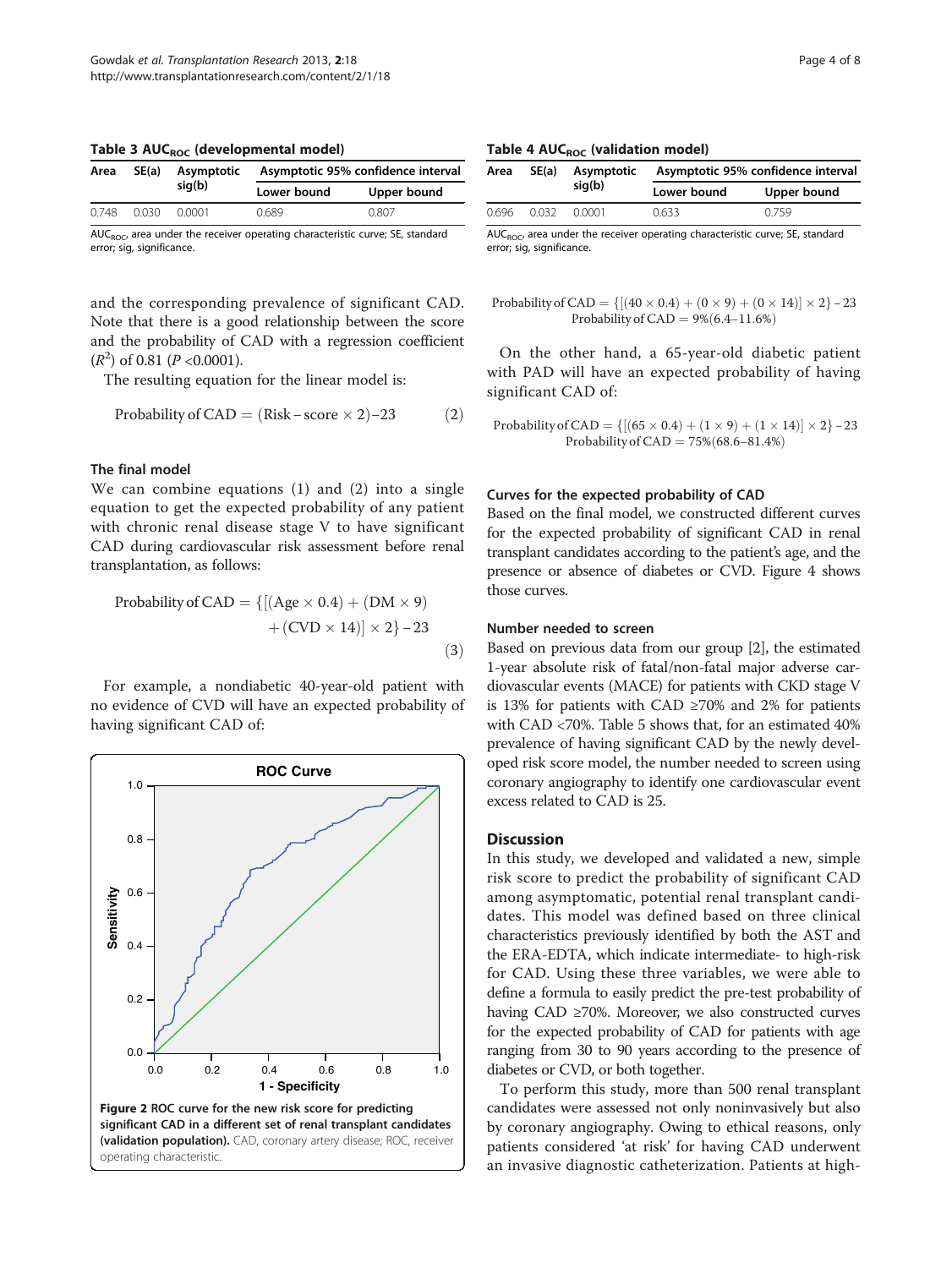**Table 3 $AUC_{ROC}$ (developmental model)**

| Area | SE(a) | Asymptotic sig(b) | Asymptotic 95% confidence interval | |
|---|---|---|---|---|
| | | | Lower bound | Upper bound |
| 0.748 | 0.030 | 0.0001 | 0.689 | 0.807 |

$AUC_{ROC}$, area under the receiver operating characteristic curve; SE, standard error; sig, significance.

and the corresponding prevalence of significant CAD. Note that there is a good relationship between the score and the probability of CAD with a regression coefficient ($R^2$) of 0.81 ($P$ <0.0001).

The resulting equation for the linear model is:

$$\text{Probability of CAD} = (\text{Risk-score} \times 2) - 23 \quad (2)$$

### The final model

We can combine equations (1) and (2) into a single equation to get the expected probability of any patient with chronic renal disease stage V to have significant CAD during cardiovascular risk assessment before renal transplantation, as follows:

$$\text{Probability of CAD} = \{[(\text{Age} \times 0.4) + (\text{DM} \times 9) + (\text{CVD} \times 14)] \times 2\} - 23 \quad (3)$$

For example, a nondiabetic 40-year-old patient with no evidence of CVD will have an expected probability of having significant CAD of:

Figure 2 ROC curve for the new risk score for predicting significant CAD in a different set of renal transplant candidates (validation population). CAD, coronary artery disease; ROC, receiver operating characteristic.

**Table 4 $AUC_{ROC}$ (validation model)**

| Area | SE(a) | Asymptotic sig(b) | Asymptotic 95% confidence interval | |
|---|---|---|---|---|
| | | | Lower bound | Upper bound |
| 0.696 | 0.032 | 0.0001 | 0.633 | 0.759 |

$AUC_{ROC}$, area under the receiver operating characteristic curve; SE, standard error; sig, significance.

$$\text{Probability of CAD} = \{[(40 \times 0.4) + (0 \times 9) + (0 \times 14)] \times 2\} - 23$$
$$\text{Probability of CAD} = 9\% (6.4\text{–}11.6\%)$$

On the other hand, a 65-year-old diabetic patient with PAD will have an expected probability of having significant CAD of:

$$\text{Probability of CAD} = \{[(65 \times 0.4) + (1 \times 9) + (1 \times 14)] \times 2\} - 23$$
$$\text{Probability of CAD} = 75\% (68.6\text{–}81.4\%)$$

### Curves for the expected probability of CAD

Based on the final model, we constructed different curves for the expected probability of significant CAD in renal transplant candidates according to the patient's age, and the presence or absence of diabetes or CVD. Figure 4 shows those curves.

### Number needed to screen

Based on previous data from our group [2], the estimated 1-year absolute risk of fatal/non-fatal major adverse cardiovascular events (MACE) for patients with CKD stage V is 13% for patients with CAD ≥70% and 2% for patients with CAD <70%. Table 5 shows that, for an estimated 40% prevalence of having significant CAD by the newly developed risk score model, the number needed to screen using coronary angiography to identify one cardiovascular event excess related to CAD is 25.

## Discussion

In this study, we developed and validated a new, simple risk score to predict the probability of significant CAD among asymptomatic, potential renal transplant candidates. This model was defined based on three clinical characteristics previously identified by both the AST and the ERA-EDTA, which indicate intermediate- to high-risk for CAD. Using these three variables, we were able to define a formula to easily predict the pre-test probability of having CAD ≥70%. Moreover, we also constructed curves for the expected probability of CAD for patients with age ranging from 30 to 90 years according to the presence of diabetes or CVD, or both together.

To perform this study, more than 500 renal transplant candidates were assessed not only noninvasively but also by coronary angiography. Owing to ethical reasons, only patients considered 'at risk' for having CAD underwent an invasive diagnostic catheterization. Patients at high-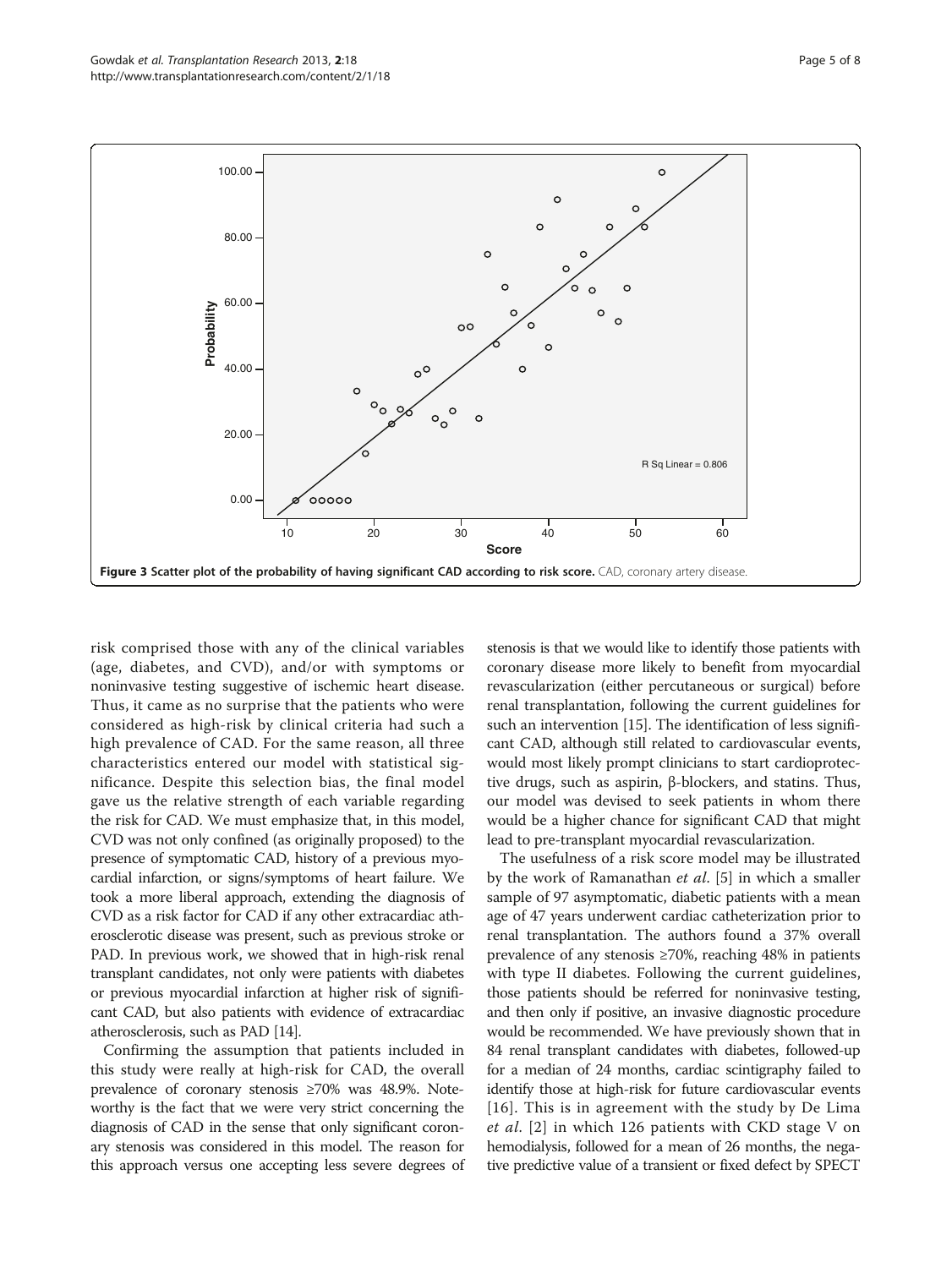Figure 3 Scatter plot of the probability of having significant CAD according to risk score. CAD, coronary artery disease.

risk comprised those with any of the clinical variables (age, diabetes, and CVD), and/or with symptoms or noninvasive testing suggestive of ischemic heart disease. Thus, it came as no surprise that the patients who were considered as high-risk by clinical criteria had such a high prevalence of CAD. For the same reason, all three characteristics entered our model with statistical significance. Despite this selection bias, the final model gave us the relative strength of each variable regarding the risk for CAD. We must emphasize that, in this model, CVD was not only confined (as originally proposed) to the presence of symptomatic CAD, history of a previous myocardial infarction, or signs/symptoms of heart failure. We took a more liberal approach, extending the diagnosis of CVD as a risk factor for CAD if any other extracardiac atherosclerotic disease was present, such as previous stroke or PAD. In previous work, we showed that in high-risk renal transplant candidates, not only were patients with diabetes or previous myocardial infarction at higher risk of significant CAD, but also patients with evidence of extracardiac atherosclerosis, such as PAD [14].

Confirming the assumption that patients included in this study were really at high-risk for CAD, the overall prevalence of coronary stenosis ≥70% was 48.9%. Noteworthy is the fact that we were very strict concerning the diagnosis of CAD in the sense that only significant coronary stenosis was considered in this model. The reason for this approach versus one accepting less severe degrees of stenosis is that we would like to identify those patients with coronary disease more likely to benefit from myocardial revascularization (either percutaneous or surgical) before renal transplantation, following the current guidelines for such an intervention [15]. The identification of less significant CAD, although still related to cardiovascular events, would most likely prompt clinicians to start cardioprotective drugs, such as aspirin, β-blockers, and statins. Thus, our model was devised to seek patients in whom there would be a higher chance for significant CAD that might lead to pre-transplant myocardial revascularization.

The usefulness of a risk score model may be illustrated by the work of Ramanathan *et al.* [5] in which a smaller sample of 97 asymptomatic, diabetic patients with a mean age of 47 years underwent cardiac catheterization prior to renal transplantation. The authors found a 37% overall prevalence of any stenosis ≥70%, reaching 48% in patients with type II diabetes. Following the current guidelines, those patients should be referred for noninvasive testing, and then only if positive, an invasive diagnostic procedure would be recommended. We have previously shown that in 84 renal transplant candidates with diabetes, followed-up for a median of 24 months, cardiac scintigraphy failed to identify those at high-risk for future cardiovascular events [16]. This is in agreement with the study by De Lima *et al.* [2] in which 126 patients with CKD stage V on hemodialysis, followed for a mean of 26 months, the negative predictive value of a transient or fixed defect by SPECT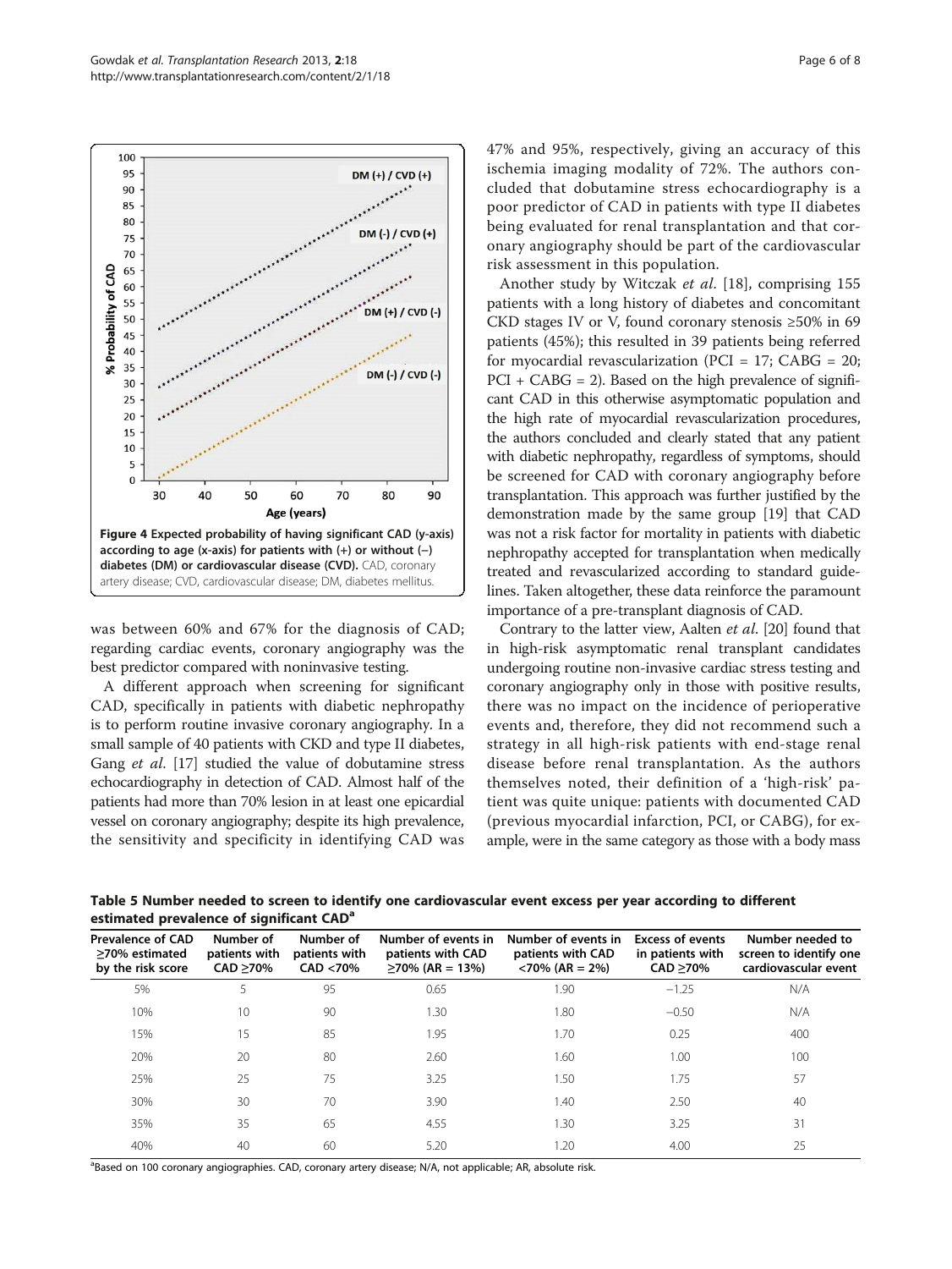Figure 4 Expected probability of having significant CAD (y-axis) according to age (x-axis) for patients with (+) or without (−) diabetes (DM) or cardiovascular disease (CVD). CAD, coronary artery disease; CVD, cardiovascular disease; DM, diabetes mellitus.

was between 60% and 67% for the diagnosis of CAD; regarding cardiac events, coronary angiography was the best predictor compared with noninvasive testing.

A different approach when screening for significant CAD, specifically in patients with diabetic nephropathy is to perform routine invasive coronary angiography. In a small sample of 40 patients with CKD and type II diabetes, Gang *et al*. [17] studied the value of dobutamine stress echocardiography in detection of CAD. Almost half of the patients had more than 70% lesion in at least one epicardial vessel on coronary angiography; despite its high prevalence, the sensitivity and specificity in identifying CAD was 47% and 95%, respectively, giving an accuracy of this ischemia imaging modality of 72%. The authors concluded that dobutamine stress echocardiography is a poor predictor of CAD in patients with type II diabetes being evaluated for renal transplantation and that coronary angiography should be part of the cardiovascular risk assessment in this population.

Another study by Witczak *et al*. [18], comprising 155 patients with a long history of diabetes and concomitant CKD stages IV or V, found coronary stenosis ≥50% in 69 patients (45%); this resulted in 39 patients being referred for myocardial revascularization (PCI = 17; CABG = 20; PCI + CABG = 2). Based on the high prevalence of significant CAD in this otherwise asymptomatic population and the high rate of myocardial revascularization procedures, the authors concluded and clearly stated that any patient with diabetic nephropathy, regardless of symptoms, should be screened for CAD with coronary angiography before transplantation. This approach was further justified by the demonstration made by the same group [19] that CAD was not a risk factor for mortality in patients with diabetic nephropathy accepted for transplantation when medically treated and revascularized according to standard guidelines. Taken altogether, these data reinforce the paramount importance of a pre-transplant diagnosis of CAD.

Contrary to the latter view, Aalten *et al*. [20] found that in high-risk asymptomatic renal transplant candidates undergoing routine non-invasive cardiac stress testing and coronary angiography only in those with positive results, there was no impact on the incidence of perioperative events and, therefore, they did not recommend such a strategy in all high-risk patients with end-stage renal disease before renal transplantation. As the authors themselves noted, their definition of a 'high-risk' patient was quite unique: patients with documented CAD (previous myocardial infarction, PCI, or CABG), for example, were in the same category as those with a body mass

**Table 5 Number needed to screen to identify one cardiovascular event excess per year according to different estimated prevalence of significant CAD[a]**

| Prevalence of CAD ≥70% estimated by the risk score | Number of patients with CAD ≥70% | Number of patients with CAD <70% | Number of events in patients with CAD ≥70% (AR = 13%) | Number of events in patients with CAD <70% (AR = 2%) | Excess of events in patients with CAD ≥70% | Number needed to screen to identify one cardiovascular event |
|---|---|---|---|---|---|---|
| 5% | 5 | 95 | 0.65 | 1.90 | −1.25 | N/A |
| 10% | 10 | 90 | 1.30 | 1.80 | −0.50 | N/A |
| 15% | 15 | 85 | 1.95 | 1.70 | 0.25 | 400 |
| 20% | 20 | 80 | 2.60 | 1.60 | 1.00 | 100 |
| 25% | 25 | 75 | 3.25 | 1.50 | 1.75 | 57 |
| 30% | 30 | 70 | 3.90 | 1.40 | 2.50 | 40 |
| 35% | 35 | 65 | 4.55 | 1.30 | 3.25 | 31 |
| 40% | 40 | 60 | 5.20 | 1.20 | 4.00 | 25 |

[a]Based on 100 coronary angiographies. CAD, coronary artery disease; N/A, not applicable; AR, absolute risk.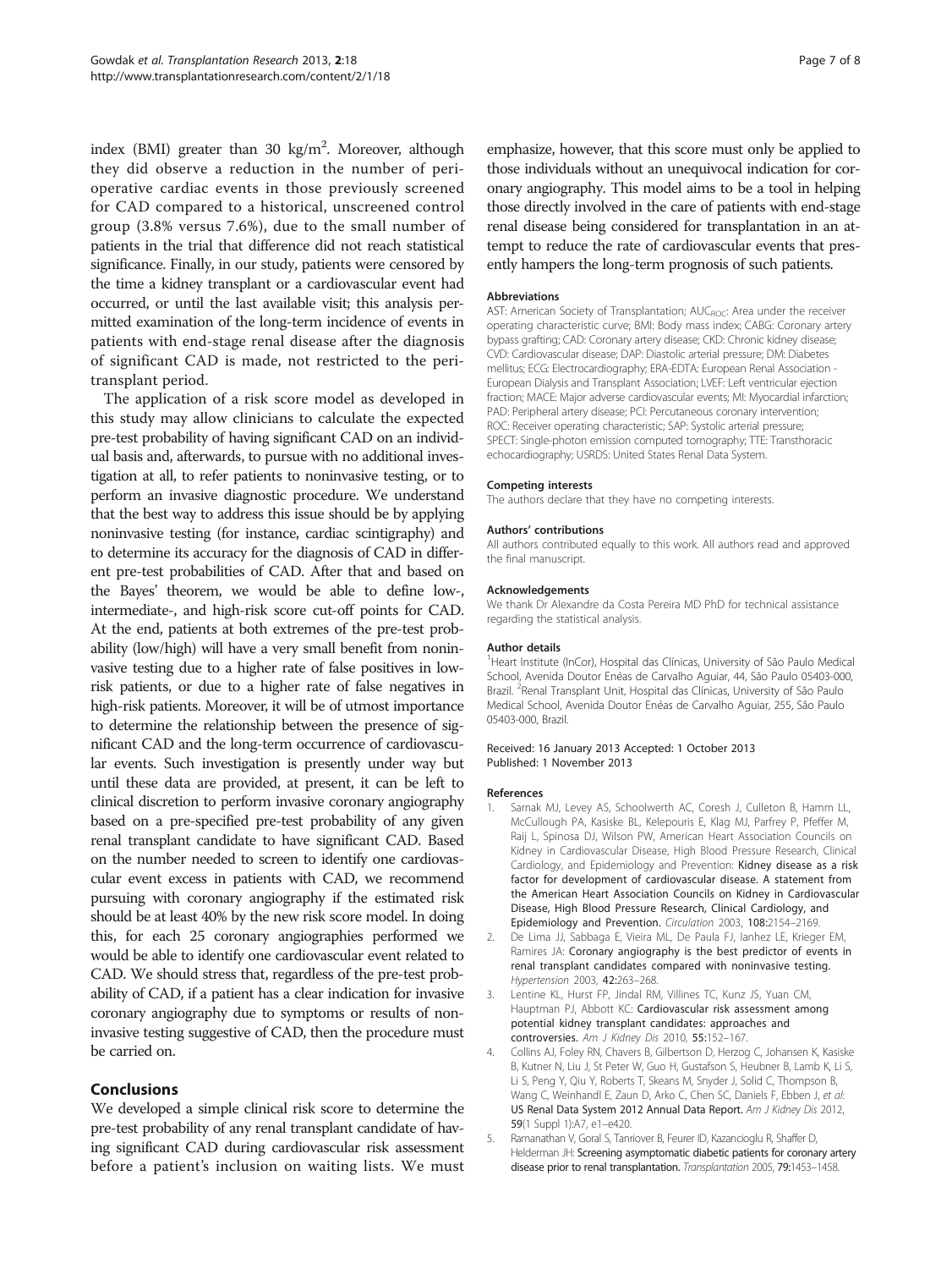index (BMI) greater than 30 kg/m$^2$. Moreover, although they did observe a reduction in the number of perioperative cardiac events in those previously screened for CAD compared to a historical, unscreened control group (3.8% versus 7.6%), due to the small number of patients in the trial that difference did not reach statistical significance. Finally, in our study, patients were censored by the time a kidney transplant or a cardiovascular event had occurred, or until the last available visit; this analysis permitted examination of the long-term incidence of events in patients with end-stage renal disease after the diagnosis of significant CAD is made, not restricted to the peritransplant period.

The application of a risk score model as developed in this study may allow clinicians to calculate the expected pre-test probability of having significant CAD on an individual basis and, afterwards, to pursue with no additional investigation at all, to refer patients to noninvasive testing, or to perform an invasive diagnostic procedure. We understand that the best way to address this issue should be by applying noninvasive testing (for instance, cardiac scintigraphy) and to determine its accuracy for the diagnosis of CAD in different pre-test probabilities of CAD. After that and based on the Bayes' theorem, we would be able to define low-, intermediate-, and high-risk score cut-off points for CAD. At the end, patients at both extremes of the pre-test probability (low/high) will have a very small benefit from noninvasive testing due to a higher rate of false positives in low-risk patients, or due to a higher rate of false negatives in high-risk patients. Moreover, it will be of utmost importance to determine the relationship between the presence of significant CAD and the long-term occurrence of cardiovascular events. Such investigation is presently under way but until these data are provided, at present, it can be left to clinical discretion to perform invasive coronary angiography based on a pre-specified pre-test probability of any given renal transplant candidate to have significant CAD. Based on the number needed to screen to identify one cardiovascular event excess in patients with CAD, we recommend pursuing with coronary angiography if the estimated risk should be at least 40% by the new risk score model. In doing this, for each 25 coronary angiographies performed we would be able to identify one cardiovascular event related to CAD. We should stress that, regardless of the pre-test probability of CAD, if a patient has a clear indication for invasive coronary angiography due to symptoms or results of noninvasive testing suggestive of CAD, then the procedure must be carried on.

## Conclusions

We developed a simple clinical risk score to determine the pre-test probability of any renal transplant candidate of having significant CAD during cardiovascular risk assessment before a patient's inclusion on waiting lists. We must emphasize, however, that this score must only be applied to those individuals without an unequivocal indication for coronary angiography. This model aims to be a tool in helping those directly involved in the care of patients with end-stage renal disease being considered for transplantation in an attempt to reduce the rate of cardiovascular events that presently hampers the long-term prognosis of such patients.

#### Abbreviations

AST: American Society of Transplantation; $AUC_{ROC}$: Area under the receiver operating characteristic curve; BMI: Body mass index; CABG: Coronary artery bypass grafting; CAD: Coronary artery disease; CKD: Chronic kidney disease; CVD: Cardiovascular disease; DAP: Diastolic arterial pressure; DM: Diabetes mellitus; ECG: Electrocardiography; ERA-EDTA: European Renal Association - European Dialysis and Transplant Association; LVEF: Left ventricular ejection fraction; MACE: Major adverse cardiovascular events; MI: Myocardial infarction; PAD: Peripheral artery disease; PCI: Percutaneous coronary intervention; ROC: Receiver operating characteristic; SAP: Systolic arterial pressure; SPECT: Single-photon emission computed tomography; TTE: Transthoracic echocardiography; USRDS: United States Renal Data System.

#### Competing interests

The authors declare that they have no competing interests.

#### Authors' contributions

All authors contributed equally to this work. All authors read and approved the final manuscript.

#### Acknowledgements

We thank Dr Alexandre da Costa Pereira MD PhD for technical assistance regarding the statistical analysis.

#### Author details

[1]Heart Institute (InCor), Hospital das Clínicas, University of São Paulo Medical School, Avenida Doutor Enéas de Carvalho Aguiar, 44, São Paulo 05403-000, Brazil. [2]Renal Transplant Unit, Hospital das Clínicas, University of São Paulo Medical School, Avenida Doutor Enéas de Carvalho Aguiar, 255, São Paulo 05403-000, Brazil.

Received: 16 January 2013 Accepted: 1 October 2013
Published: 1 November 2013

#### References

1. Sarnak MJ, Levey AS, Schoolwerth AC, Coresh J, Culleton B, Hamm LL, McCullough PA, Kasiske BL, Kelepouris E, Klag MJ, Parfrey P, Pfeffer M, Raij L, Spinosa DJ, Wilson PW, American Heart Association Councils on Kidney in Cardiovascular Disease, High Blood Pressure Research, Clinical Cardiology, and Epidemiology and Prevention: Kidney disease as a risk factor for development of cardiovascular disease. A statement from the American Heart Association Councils on Kidney in Cardiovascular Disease, High Blood Pressure Research, Clinical Cardiology, and Epidemiology and Prevention. *Circulation* 2003, 108:2154–2169.
2. De Lima JJ, Sabbaga E, Vieira ML, De Paula FJ, Ianhez LE, Krieger EM, Ramires JA: Coronary angiography is the best predictor of events in renal transplant candidates compared with noninvasive testing. *Hypertension* 2003, 42:263–268.
3. Lentine KL, Hurst FP, Jindal RM, Villines TC, Kunz JS, Yuan CM, Hauptman PJ, Abbott KC: Cardiovascular risk assessment among potential kidney transplant candidates: approaches and controversies. *Am J Kidney Dis* 2010, 55:152–167.
4. Collins AJ, Foley RN, Chavers B, Gilbertson D, Herzog C, Johansen K, Kasiske B, Kutner N, Liu J, St Peter W, Guo H, Gustafson S, Heubner B, Lamb K, Li S, Li S, Peng Y, Qiu Y, Roberts T, Skeans M, Snyder J, Solid C, Thompson B, Wang C, Weinhandl E, Zaun D, Arko C, Chen SC, Daniels F, Ebben J, *et al*: US Renal Data System 2012 Annual Data Report. *Am J Kidney Dis* 2012, 59(1 Suppl 1):A7, e1–e420.
5. Ramanathan V, Goral S, Tanriover B, Feurer ID, Kazancioglu R, Shaffer D, Helderman JH: Screening asymptomatic diabetic patients for coronary artery disease prior to renal transplantation. *Transplantation* 2005, 79:1453–1458.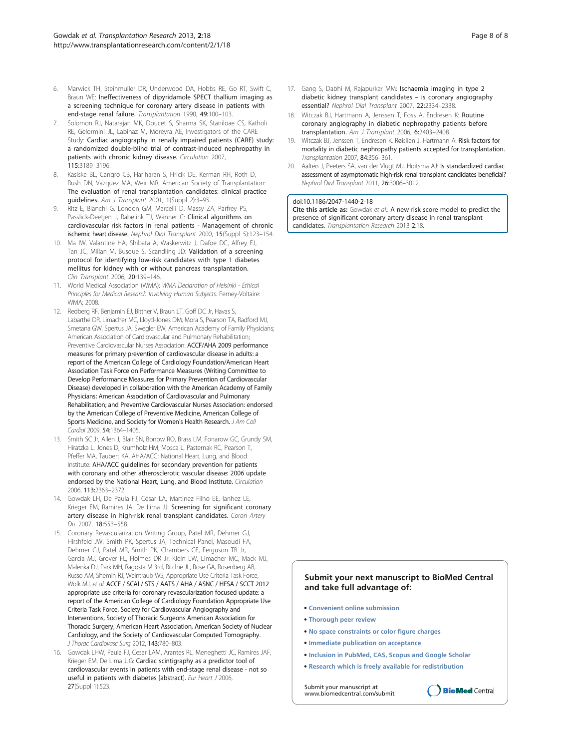6. Marwick TH, Steinmuller DR, Underwood DA, Hobbs RE, Go RT, Swift C, Braun WE: **Ineffectiveness of dipyridamole SPECT thallium imaging as a screening technique for coronary artery disease in patients with end-stage renal failure.** *Transplantation* 1990, **49:**100–103.
7. Solomon RJ, Natarajan MK, Doucet S, Sharma SK, Staniloae CS, Katholi RE, Gelormini JL, Labinaz M, Moreyra AE, Investigators of the CARE Study: **Cardiac angiography in renally impaired patients (CARE) study: a randomized double-blind trial of contrast-induced nephropathy in patients with chronic kidney disease.** *Circulation* 2007, **115:**3189–3196.
8. Kasiske BL, Cangro CB, Hariharan S, Hricik DE, Kerman RH, Roth D, Rush DN, Vazquez MA, Weir MR, American Society of Transplantation: **The evaluation of renal transplantation candidates: clinical practice guidelines.** *Am J Transplant* 2001, **1**(Suppl 2):3–95.
9. Ritz E, Bianchi G, London GM, Marcelli D, Massy ZA, Parfrey PS, Passlick-Deetjen J, Rabelink TJ, Wanner C: **Clinical algorithms on cardiovascular risk factors in renal patients - Management of chronic ischemic heart disease.** *Nephrol Dial Transplant* 2000, **15**(Suppl 5):123–154.
10. Ma IW, Valantine HA, Shibata A, Waskerwitz J, Dafoe DC, Alfrey EJ, Tan JC, Millan M, Busque S, Scandling JD: **Validation of a screening protocol for identifying low-risk candidates with type 1 diabetes mellitus for kidney with or without pancreas transplantation.** *Clin Transplant* 2006, **20:**139–146.
11. World Medical Association (WMA): *WMA Declaration of Helsinki - Ethical Principles for Medical Research Involving Human Subjects.* Ferney-Voltaire: WMA; 2008.
12. Redberg RF, Benjamin EJ, Bittner V, Braun LT, Goff DC Jr, Havas S, Labarthe DR, Limacher MC, Lloyd-Jones DM, Mora S, Pearson TA, Radford MJ, Smetana GW, Spertus JA, Swegler EW, American Academy of Family Physicians; American Association of Cardiovascular and Pulmonary Rehabilitation; Preventive Cardiovascular Nurses Association: **ACCF/AHA 2009 performance measures for primary prevention of cardiovascular disease in adults: a report of the American College of Cardiology Foundation/American Heart Association Task Force on Performance Measures (Writing Committee to Develop Performance Measures for Primary Prevention of Cardiovascular Disease) developed in collaboration with the American Academy of Family Physicians; American Association of Cardiovascular and Pulmonary Rehabilitation; and Preventive Cardiovascular Nurses Association: endorsed by the American College of Preventive Medicine, American College of Sports Medicine, and Society for Women's Health Research.** *J Am Coll Cardiol* 2009, **54:**1364–1405.
13. Smith SC Jr, Allen J, Blair SN, Bonow RO, Brass LM, Fonarow GC, Grundy SM, Hiratzka L, Jones D, Krumholz HM, Mosca L, Pasternak RC, Pearson T, Pfeffer MA, Taubert KA, AHA/ACC; National Heart, Lung, and Blood Institute: **AHA/ACC guidelines for secondary prevention for patients with coronary and other atherosclerotic vascular disease: 2006 update endorsed by the National Heart, Lung, and Blood Institute.** *Circulation* 2006, **113:**2363–2372.
14. Gowdak LH, De Paula FJ, César LA, Martinez Filho EE, Ianhez LE, Krieger EM, Ramires JA, De Lima JJ: **Screening for significant coronary artery disease in high-risk renal transplant candidates.** *Coron Artery Dis* 2007, **18:**553–558.
15. Coronary Revascularization Writing Group, Patel MR, Dehmer GJ, Hirshfeld JW, Smith PK, Spertus JA, Technical Panel, Masoudi FA, Dehmer GJ, Patel MR, Smith PK, Chambers CE, Ferguson TB Jr, Garcia MJ, Grover FL, Holmes DR Jr, Klein LW, Limacher MC, Mack MJ, Malenka DJ, Park MH, Ragosta M 3rd, Ritchie JL, Rose GA, Rosenberg AB, Russo AM, Shemin RJ, Weintraub WS, Appropriate Use Criteria Task Force, Wolk MJ, *et al*: **ACCF / SCAI / STS / AATS / AHA / ASNC / HFSA / SCCT 2012 appropriate use criteria for coronary revascularization focused update: a report of the American College of Cardiology Foundation Appropriate Use Criteria Task Force, Society for Cardiovascular Angiography and Interventions, Society of Thoracic Surgeons American Association for Thoracic Surgery, American Heart Association, American Society of Nuclear Cardiology, and the Society of Cardiovascular Computed Tomography.** *J Thorac Cardiovasc Surg* 2012, **143:**780–803.
16. Gowdak LHW, Paula FJ, Cesar LAM, Arantes RL, Meneghetti JC, Ramires JAF, Krieger EM, De Lima JJG: **Cardiac scintigraphy as a predictor tool of cardiovascular events in patients with end-stage renal disease - not so useful in patients with diabetes [abstract].** *Eur Heart J* 2006, **27**(Suppl 1):523.
17. Gang S, Dabhi M, Rajapurkar MM: **Ischaemia imaging in type 2 diabetic kidney transplant candidates – is coronary angiography essential?** *Nephrol Dial Transplant* 2007, **22:**2334–2338.
18. Witczak BJ, Hartmann A, Jenssen T, Foss A, Endresen K: **Routine coronary angiography in diabetic nephropathy patients before transplantation.** *Am J Transplant* 2006, **6:**2403–2408.
19. Witczak BJ, Jenssen T, Endresen K, Røislien J, Hartmann A: **Risk factors for mortality in diabetic nephropathy patients accepted for transplantation.** *Transplantation* 2007, **84:**356–361.
20. Aalten J, Peeters SA, van der Vlugt MJ, Hoitsma AJ: **Is standardized cardiac assessment of asymptomatic high-risk renal transplant candidates beneficial?** *Nephrol Dial Transplant* 2011, **26:**3006–3012.

doi:10.1186/2047-1440-2-18

**Cite this article as:** Gowdak *et al.*: A new risk score model to predict the presence of significant coronary artery disease in renal transplant candidates. *Transplantation Research* 2013 **2**:18.

**Submit your next manuscript to BioMed Central and take full advantage of:**

- Convenient online submission
- Thorough peer review
- No space constraints or color figure charges
- Immediate publication on acceptance
- Inclusion in PubMed, CAS, Scopus and Google Scholar
- Research which is freely available for redistribution

Submit your manuscript at www.biomedcentral.com/submit

BioMed Central